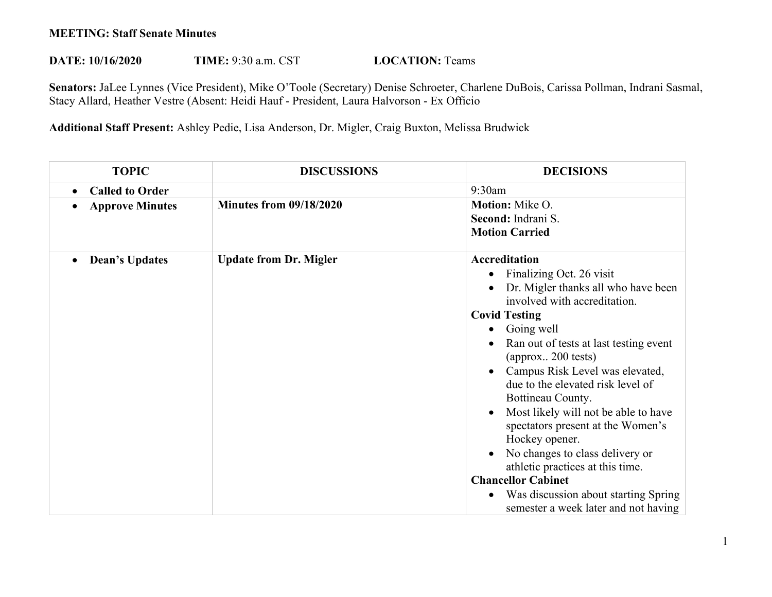**MEETING: Staff Senate Minutes**

**DATE: 10/16/2020** **TIME:** 9:30 a.m. CST **LOCATION:** Teams

**Senators:** JaLee Lynnes (Vice President), Mike O'Toole (Secretary) Denise Schroeter, Charlene DuBois, Carissa Pollman, Indrani Sasmal, Stacy Allard, Heather Vestre (Absent: Heidi Hauf - President, Laura Halvorson - Ex Officio

**Additional Staff Present:** Ashley Pedie, Lisa Anderson, Dr. Migler, Craig Buxton, Melissa Brudwick

| TOPIC | DISCUSSIONS | DECISIONS |
|---|---|---|
| • **Called to Order** | | 9:30am |
| • **Approve Minutes** | **Minutes from 09/18/2020** | **Motion:** Mike O.<br>**Second:** Indrani S.<br>**Motion Carried** |
| • **Dean's Updates** | **Update from Dr. Migler** | **Accreditation**<br>• Finalizing Oct. 26 visit<br>• Dr. Migler thanks all who have been involved with accreditation.<br>**Covid Testing**<br>• Going well<br>• Ran out of tests at last testing event (approx.. 200 tests)<br>• Campus Risk Level was elevated, due to the elevated risk level of Bottineau County.<br>• Most likely will not be able to have spectators present at the Women's Hockey opener.<br>• No changes to class delivery or athletic practices at this time.<br>**Chancellor Cabinet**<br>• Was discussion about starting Spring semester a week later and not having |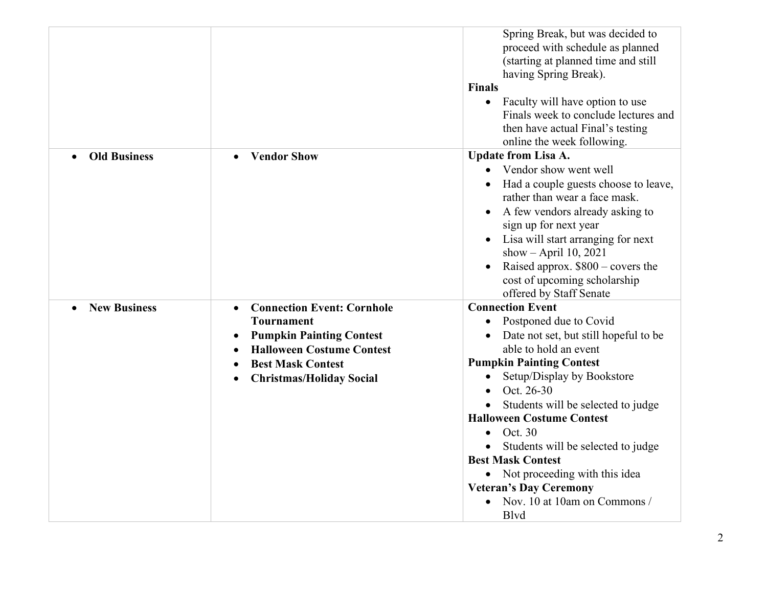| | | |
|---|---|---|
| | | Spring Break, but was decided to proceed with schedule as planned (starting at planned time and still having Spring Break).<br>**Finals**<br>• Faculty will have option to use Finals week to conclude lectures and then have actual Final's testing online the week following. |
| • **Old Business** | • **Vendor Show** | **Update from Lisa A.**<br>• Vendor show went well<br>• Had a couple guests choose to leave, rather than wear a face mask.<br>• A few vendors already asking to sign up for next year<br>• Lisa will start arranging for next show – April 10, 2021<br>• Raised approx. $800 – covers the cost of upcoming scholarship offered by Staff Senate |
| • **New Business** | • **Connection Event: Cornhole Tournament**<br>• **Pumpkin Painting Contest**<br>• **Halloween Costume Contest**<br>• **Best Mask Contest**<br>• **Christmas/Holiday Social** | **Connection Event**<br>• Postponed due to Covid<br>• Date not set, but still hopeful to be able to hold an event<br>**Pumpkin Painting Contest**<br>• Setup/Display by Bookstore<br>• Oct. 26-30<br>• Students will be selected to judge<br>**Halloween Costume Contest**<br>• Oct. 30<br>• Students will be selected to judge<br>**Best Mask Contest**<br>• Not proceeding with this idea<br>**Veteran's Day Ceremony**<br>• Nov. 10 at 10am on Commons / Blvd |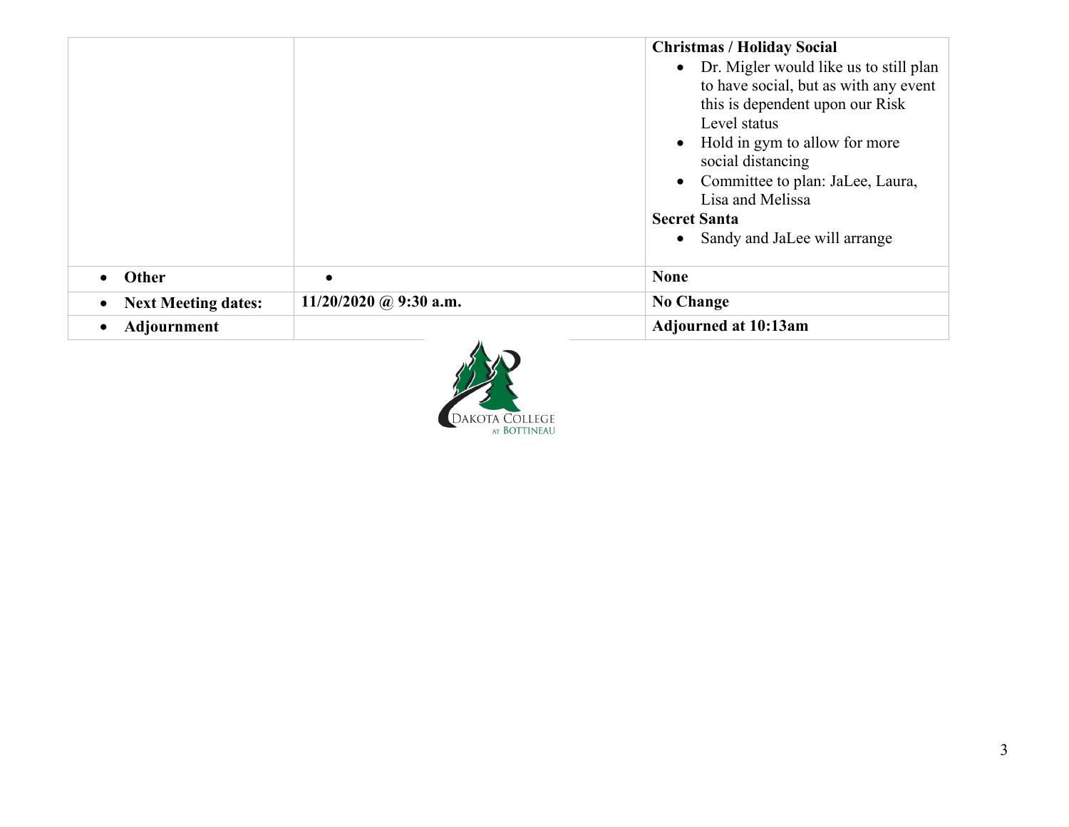| | | |
|---|---|---|
| | | **Christmas / Holiday Social**<br>• Dr. Migler would like us to still plan to have social, but as with any event this is dependent upon our Risk Level status<br>• Hold in gym to allow for more social distancing<br>• Committee to plan: JaLee, Laura, Lisa and Melissa<br>**Secret Santa**<br>• Sandy and JaLee will arrange |
| • **Other** | • | **None** |
| • **Next Meeting dates:** | **11/20/2020 @ 9:30 a.m.** | **No Change** |
| • **Adjournment** | | **Adjourned at 10:13am** |

DAKOTA COLLEGE AT BOTTINEAU